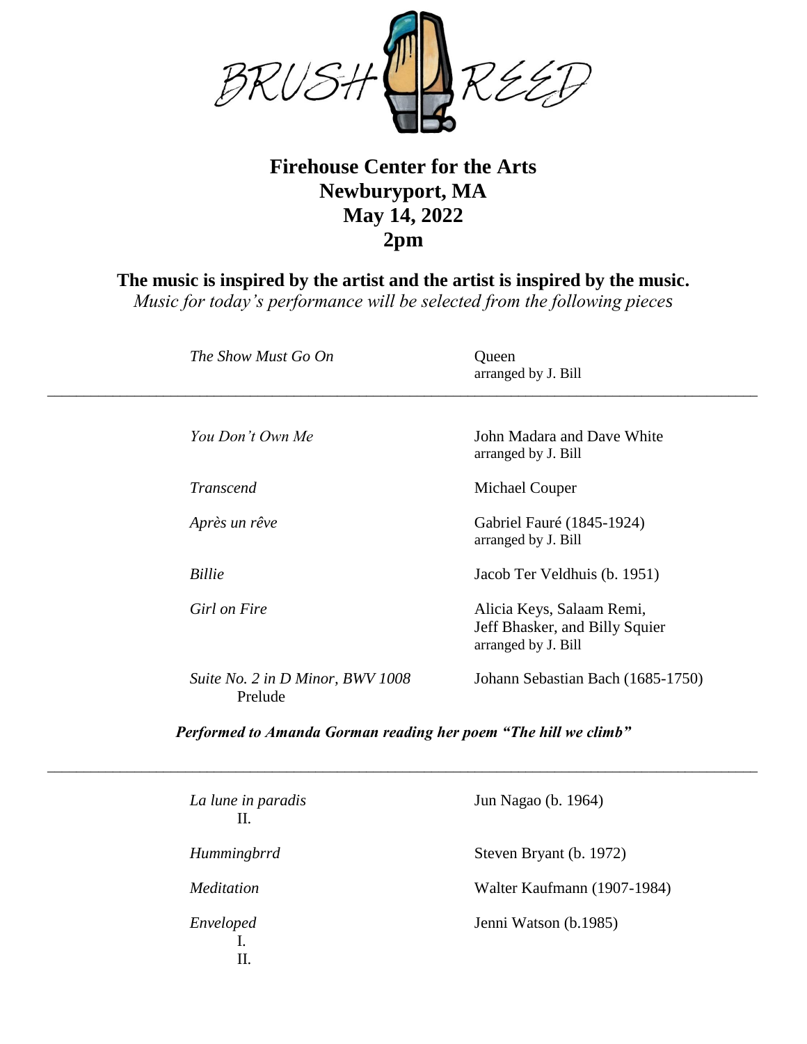BRUSH REED

# Firehouse Center for the Arts
# Newburyport, MA
# May 14, 2022
# 2pm

**The music is inspired by the artist and the artist is inspired by the music.**

*Music for today's performance will be selected from the following pieces*

| | |
|---|---|
| *The Show Must Go On* | Queen<br>arranged by J. Bill |

---

| | |
|---|---|
| *You Don't Own Me* | John Madara and Dave White<br>arranged by J. Bill |
| *Transcend* | Michael Couper |
| *Après un rêve* | Gabriel Fauré (1845-1924)<br>arranged by J. Bill |
| *Billie* | Jacob Ter Veldhuis (b. 1951) |
| *Girl on Fire* | Alicia Keys, Salaam Remi,<br>Jeff Bhasker, and Billy Squier<br>arranged by J. Bill |
| *Suite No. 2 in D Minor, BWV 1008*<br>Prelude | Johann Sebastian Bach (1685-1750) |

***Performed to Amanda Gorman reading her poem "The hill we climb"***

---

| | |
|---|---|
| *La lune in paradis*<br>II. | Jun Nagao (b. 1964) |
| *Hummingbrrd* | Steven Bryant (b. 1972) |
| *Meditation* | Walter Kaufmann (1907-1984) |
| *Enveloped*<br>I.<br>II. | Jenni Watson (b.1985) |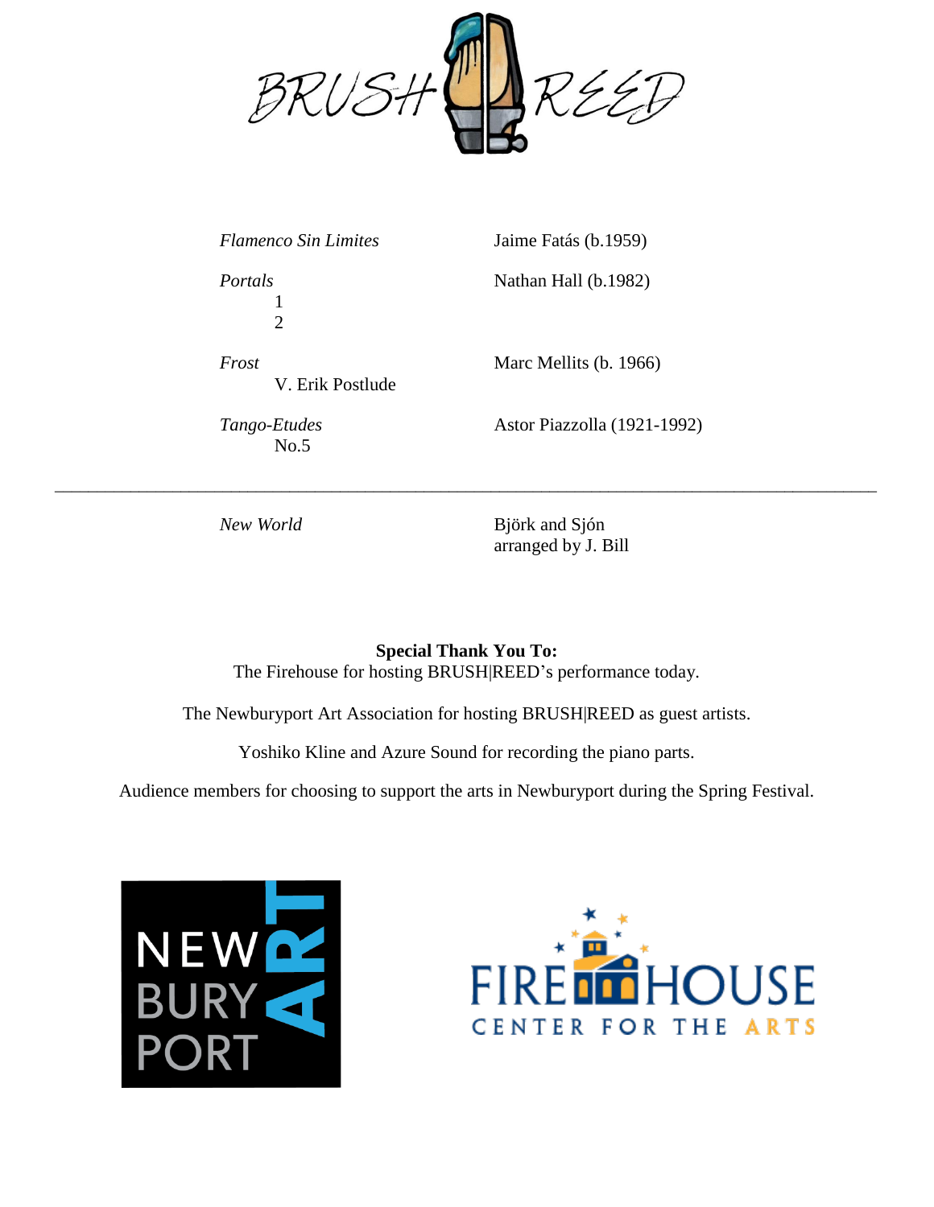BRUSH|REED

| | |
|---|---|
| *Flamenco Sin Limites* | Jaime Fatás (b.1959) |
| *Portals*<br>1<br>2 | Nathan Hall (b.1982) |
| *Frost*<br>V. Erik Postlude | Marc Mellits (b. 1966) |
| *Tango-Etudes*<br>No.5 | Astor Piazzolla (1921-1992) |

---

| | |
|---|---|
| *New World* | Björk and Sjón<br>arranged by J. Bill |

**Special Thank You To:**

The Firehouse for hosting BRUSH|REED's performance today.

The Newburyport Art Association for hosting BRUSH|REED as guest artists.

Yoshiko Kline and Azure Sound for recording the piano parts.

Audience members for choosing to support the arts in Newburyport during the Spring Festival.

NEW BURY PORT ART

FIREHOUSE CENTER FOR THE ARTS